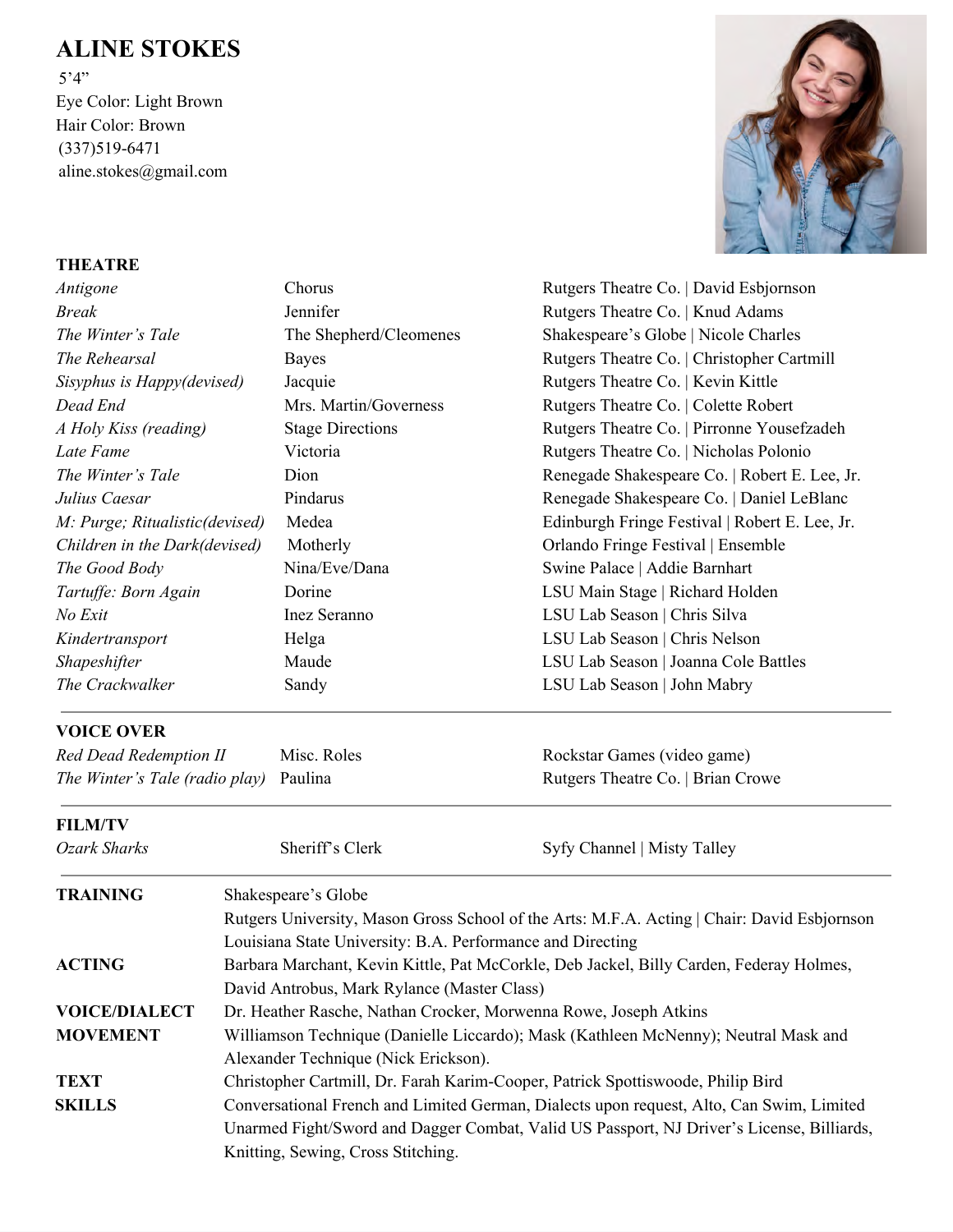# ALINE STOKES

5'4"
Eye Color: Light Brown
Hair Color: Brown
(337)519-6471
aline.stokes@gmail.com

## THEATRE

| | | |
|---|---|---|
| *Antigone* | Chorus | Rutgers Theatre Co. \| David Esbjornson |
| *Break* | Jennifer | Rutgers Theatre Co. \| Knud Adams |
| *The Winter's Tale* | The Shepherd/Cleomenes | Shakespeare's Globe \| Nicole Charles |
| *The Rehearsal* | Bayes | Rutgers Theatre Co. \| Christopher Cartmill |
| *Sisyphus is Happy(devised)* | Jacquie | Rutgers Theatre Co. \| Kevin Kittle |
| *Dead End* | Mrs. Martin/Governess | Rutgers Theatre Co. \| Colette Robert |
| *A Holy Kiss (reading)* | Stage Directions | Rutgers Theatre Co. \| Pirronne Yousefzadeh |
| *Late Fame* | Victoria | Rutgers Theatre Co. \| Nicholas Polonio |
| *The Winter's Tale* | Dion | Renegade Shakespeare Co. \| Robert E. Lee, Jr. |
| *Julius Caesar* | Pindarus | Renegade Shakespeare Co. \| Daniel LeBlanc |
| *M: Purge; Ritualistic(devised)* | Medea | Edinburgh Fringe Festival \| Robert E. Lee, Jr. |
| *Children in the Dark(devised)* | Motherly | Orlando Fringe Festival \| Ensemble |
| *The Good Body* | Nina/Eve/Dana | Swine Palace \| Addie Barnhart |
| *Tartuffe: Born Again* | Dorine | LSU Main Stage \| Richard Holden |
| *No Exit* | Inez Seranno | LSU Lab Season \| Chris Silva |
| *Kindertransport* | Helga | LSU Lab Season \| Chris Nelson |
| *Shapeshifter* | Maude | LSU Lab Season \| Joanna Cole Battles |
| *The Crackwalker* | Sandy | LSU Lab Season \| John Mabry |

## VOICE OVER

| | | |
|---|---|---|
| *Red Dead Redemption II* | Misc. Roles | Rockstar Games (video game) |
| *The Winter's Tale (radio play)* | Paulina | Rutgers Theatre Co. \| Brian Crowe |

## FILM/TV

| | | |
|---|---|---|
| *Ozark Sharks* | Sheriff's Clerk | Syfy Channel \| Misty Talley |

**TRAINING** Shakespeare's Globe
Rutgers University, Mason Gross School of the Arts: M.F.A. Acting | Chair: David Esbjornson
Louisiana State University: B.A. Performance and Directing

**ACTING** Barbara Marchant, Kevin Kittle, Pat McCorkle, Deb Jackel, Billy Carden, Federay Holmes, David Antrobus, Mark Rylance (Master Class)

**VOICE/DIALECT** Dr. Heather Rasche, Nathan Crocker, Morwenna Rowe, Joseph Atkins

**MOVEMENT** Williamson Technique (Danielle Liccardo); Mask (Kathleen McNenny); Neutral Mask and Alexander Technique (Nick Erickson).

**TEXT** Christopher Cartmill, Dr. Farah Karim-Cooper, Patrick Spottiswoode, Philip Bird

**SKILLS** Conversational French and Limited German, Dialects upon request, Alto, Can Swim, Limited Unarmed Fight/Sword and Dagger Combat, Valid US Passport, NJ Driver's License, Billiards, Knitting, Sewing, Cross Stitching.